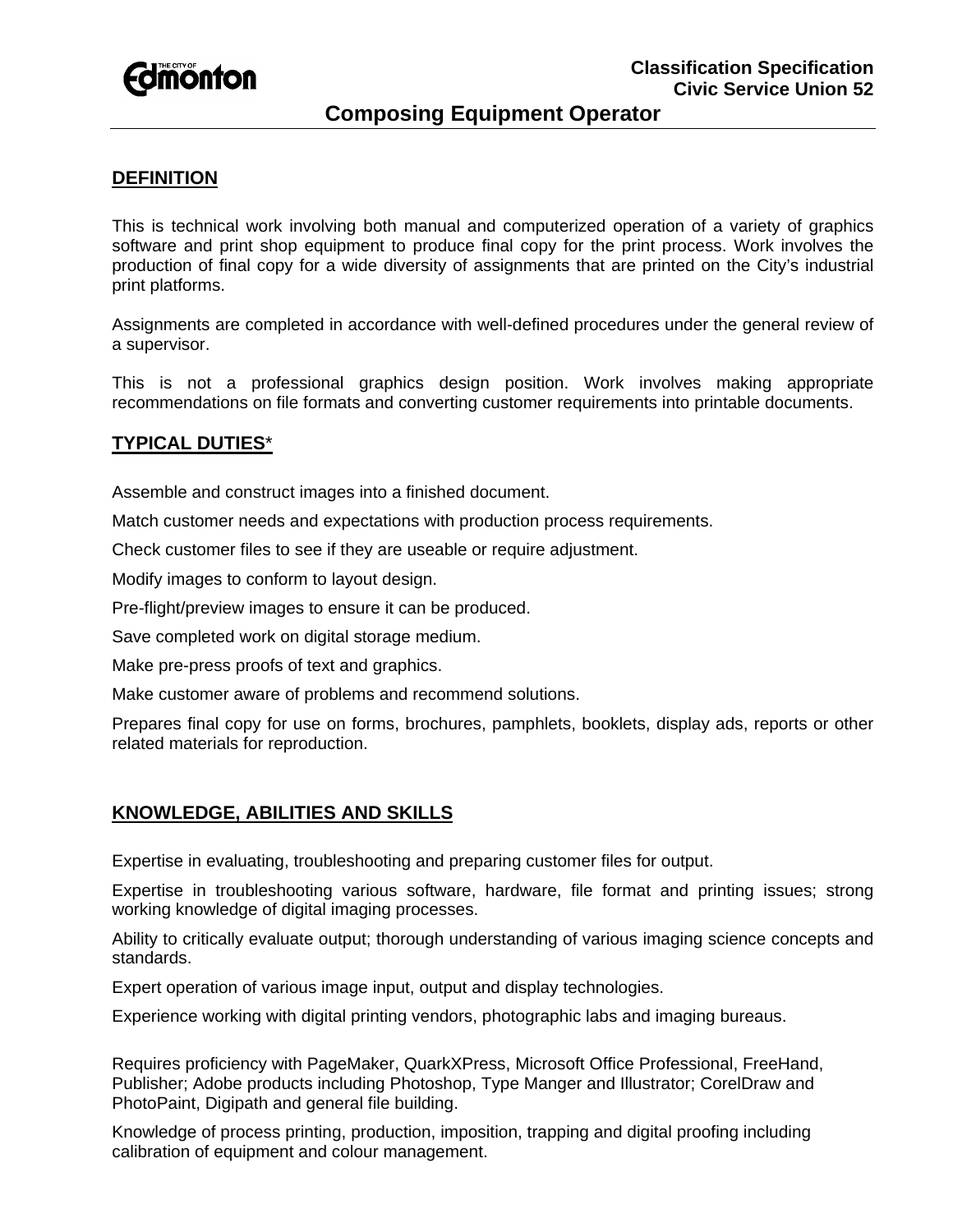**Classification Specification**
**Civic Service Union 52**

# Composing Equipment Operator

## DEFINITION

This is technical work involving both manual and computerized operation of a variety of graphics software and print shop equipment to produce final copy for the print process. Work involves the production of final copy for a wide diversity of assignments that are printed on the City's industrial print platforms.

Assignments are completed in accordance with well-defined procedures under the general review of a supervisor.

This is not a professional graphics design position. Work involves making appropriate recommendations on file formats and converting customer requirements into printable documents.

## TYPICAL DUTIES*

Assemble and construct images into a finished document.

Match customer needs and expectations with production process requirements.

Check customer files to see if they are useable or require adjustment.

Modify images to conform to layout design.

Pre-flight/preview images to ensure it can be produced.

Save completed work on digital storage medium.

Make pre-press proofs of text and graphics.

Make customer aware of problems and recommend solutions.

Prepares final copy for use on forms, brochures, pamphlets, booklets, display ads, reports or other related materials for reproduction.

## KNOWLEDGE, ABILITIES AND SKILLS

Expertise in evaluating, troubleshooting and preparing customer files for output.

Expertise in troubleshooting various software, hardware, file format and printing issues; strong working knowledge of digital imaging processes.

Ability to critically evaluate output; thorough understanding of various imaging science concepts and standards.

Expert operation of various image input, output and display technologies.

Experience working with digital printing vendors, photographic labs and imaging bureaus.

Requires proficiency with PageMaker, QuarkXPress, Microsoft Office Professional, FreeHand, Publisher; Adobe products including Photoshop, Type Manger and Illustrator; CorelDraw and PhotoPaint, Digipath and general file building.

Knowledge of process printing, production, imposition, trapping and digital proofing including calibration of equipment and colour management.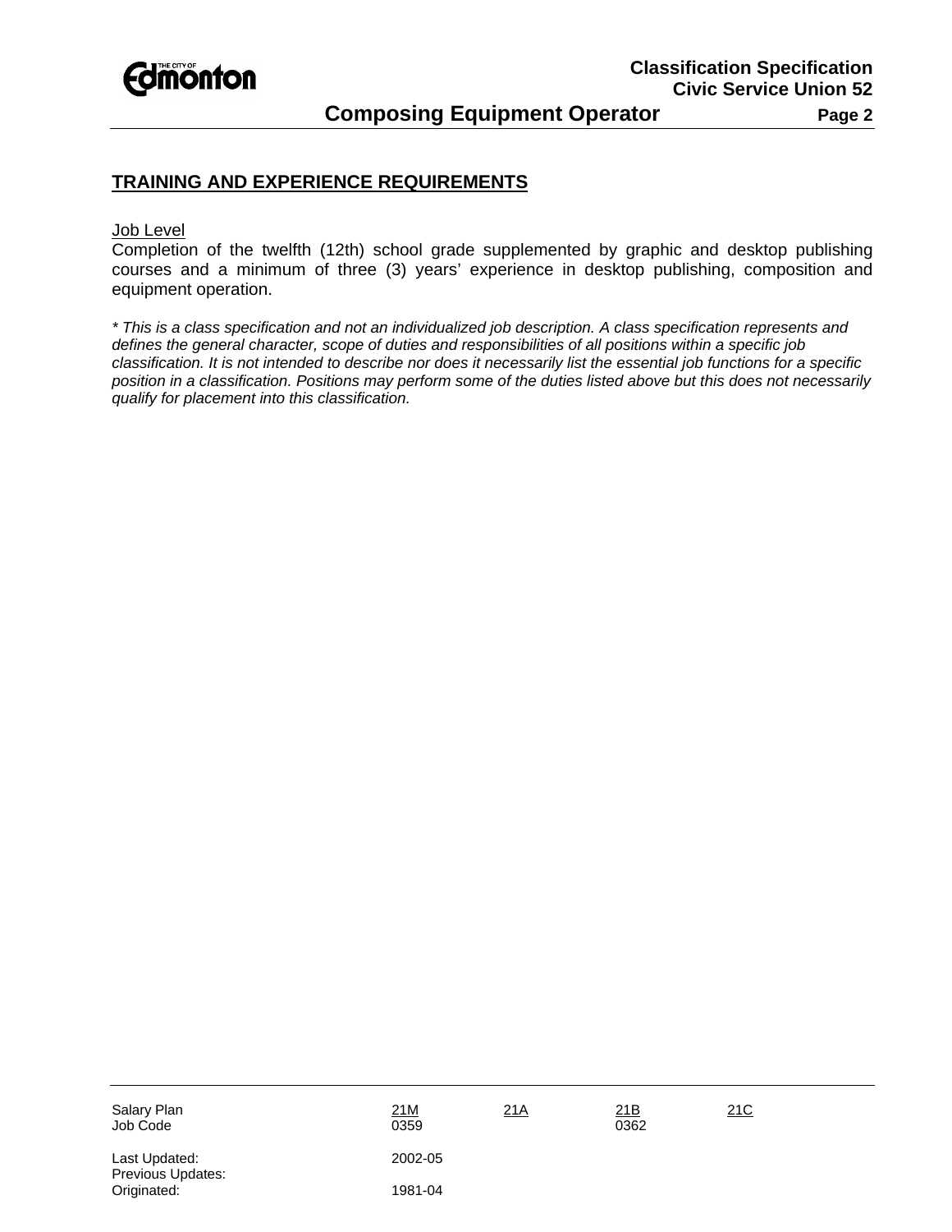## TRAINING AND EXPERIENCE REQUIREMENTS

Job Level

Completion of the twelfth (12th) school grade supplemented by graphic and desktop publishing courses and a minimum of three (3) years' experience in desktop publishing, composition and equipment operation.

*\* This is a class specification and not an individualized job description. A class specification represents and defines the general character, scope of duties and responsibilities of all positions within a specific job classification. It is not intended to describe nor does it necessarily list the essential job functions for a specific position in a classification. Positions may perform some of the duties listed above but this does not necessarily qualify for placement into this classification.*

| | | | | |
|---|---|---|---|---|
| Salary Plan | 21M | 21A | 21B | 21C |
| Job Code | 0359 | | 0362 | |
| Last Updated: | 2002-05 | | | |
| Previous Updates: | | | | |
| Originated: | 1981-04 | | | |